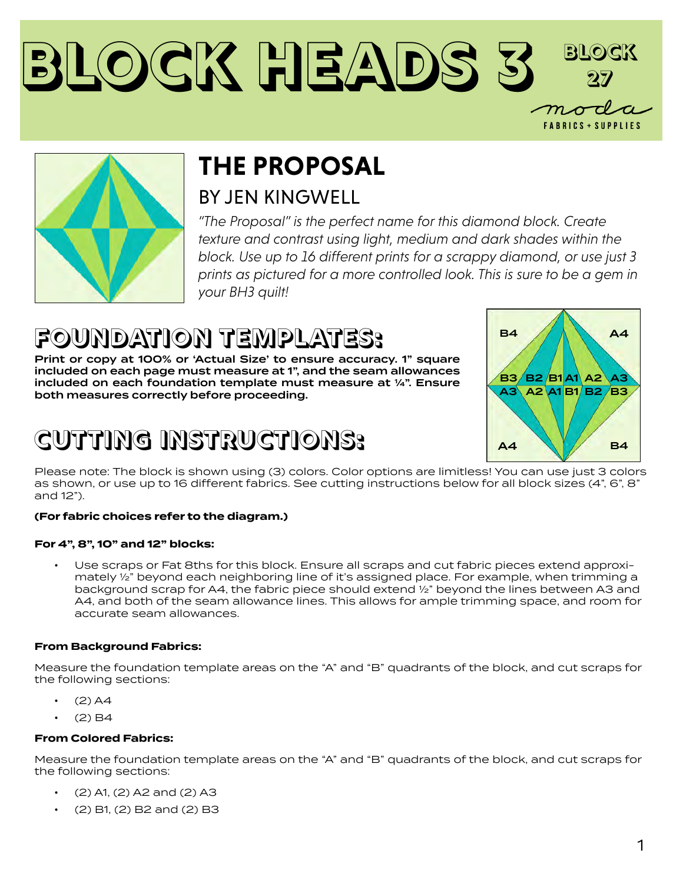# BLOCK HEADS 3

BLOCK 27

moda FABRICS + SUPPLIES

## THE PROPOSAL

### BY JEN KINGWELL

*"The Proposal" is the perfect name for this diamond block. Create texture and contrast using light, medium and dark shades within the block. Use up to 16 different prints for a scrappy diamond, or use just 3 prints as pictured for a more controlled look. This is sure to be a gem in your BH3 quilt!*

## FOUNDATION TEMPLATES:

**Print or copy at 100% or 'Actual Size' to ensure accuracy. 1" square included on each page must measure at 1", and the seam allowances included on each foundation template must measure at ¼". Ensure both measures correctly before proceeding.**

## CUTTING INSTRUCTIONS:

Please note: The block is shown using (3) colors. Color options are limitless! You can use just 3 colors as shown, or use up to 16 different fabrics. See cutting instructions below for all block sizes (4", 6", 8" and 12").

**(For fabric choices refer to the diagram.)**

**For 4", 8", 10" and 12" blocks:**

- Use scraps or Fat 8ths for this block. Ensure all scraps and cut fabric pieces extend approximately ½" beyond each neighboring line of it's assigned place. For example, when trimming a background scrap for A4, the fabric piece should extend ½" beyond the lines between A3 and A4, and both of the seam allowance lines. This allows for ample trimming space, and room for accurate seam allowances.

**From Background Fabrics:**

Measure the foundation template areas on the "A" and "B" quadrants of the block, and cut scraps for the following sections:

- (2) A4
- (2) B4

**From Colored Fabrics:**

Measure the foundation template areas on the "A" and "B" quadrants of the block, and cut scraps for the following sections:

- (2) A1, (2) A2 and (2) A3
- (2) B1, (2) B2 and (2) B3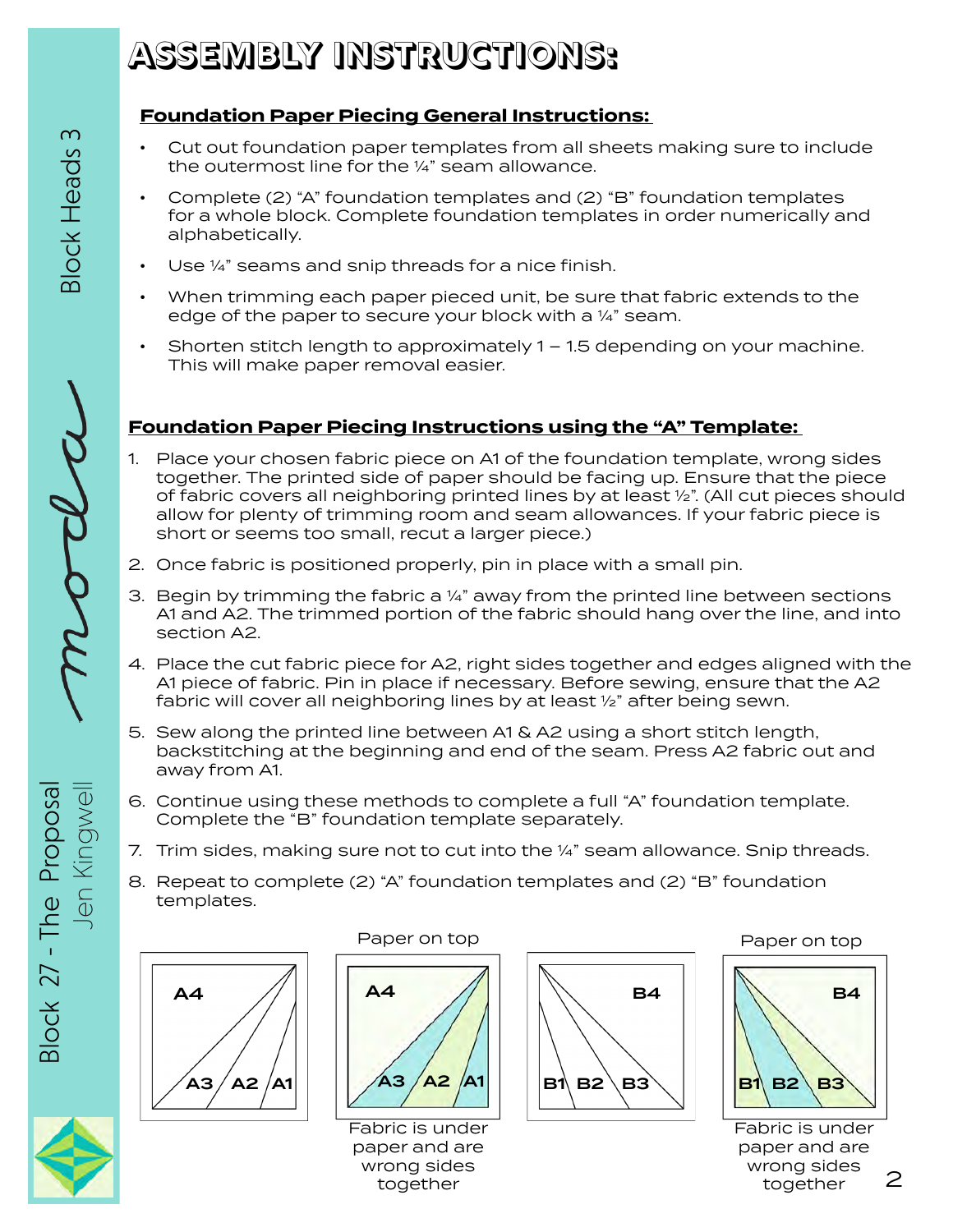# ASSEMBLY INSTRUCTIONS:

## Foundation Paper Piecing General Instructions:

- Cut out foundation paper templates from all sheets making sure to include the outermost line for the ¼" seam allowance.
- Complete (2) "A" foundation templates and (2) "B" foundation templates for a whole block. Complete foundation templates in order numerically and alphabetically.
- Use ¼" seams and snip threads for a nice finish.
- When trimming each paper pieced unit, be sure that fabric extends to the edge of the paper to secure your block with a ¼" seam.
- Shorten stitch length to approximately 1 – 1.5 depending on your machine. This will make paper removal easier.

## Foundation Paper Piecing Instructions using the "A" Template:

1. Place your chosen fabric piece on A1 of the foundation template, wrong sides together. The printed side of paper should be facing up. Ensure that the piece of fabric covers all neighboring printed lines by at least ½". (All cut pieces should allow for plenty of trimming room and seam allowances. If your fabric piece is short or seems too small, recut a larger piece.)
2. Once fabric is positioned properly, pin in place with a small pin.
3. Begin by trimming the fabric a ¼" away from the printed line between sections A1 and A2. The trimmed portion of the fabric should hang over the line, and into section A2.
4. Place the cut fabric piece for A2, right sides together and edges aligned with the A1 piece of fabric. Pin in place if necessary. Before sewing, ensure that the A2 fabric will cover all neighboring lines by at least ½" after being sewn.
5. Sew along the printed line between A1 & A2 using a short stitch length, backstitching at the beginning and end of the seam. Press A2 fabric out and away from A1.
6. Continue using these methods to complete a full "A" foundation template. Complete the "B" foundation template separately.
7. Trim sides, making sure not to cut into the ¼" seam allowance. Snip threads.
8. Repeat to complete (2) "A" foundation templates and (2) "B" foundation templates.

A4 A3 A2 A1

Paper on top

A4 A3 A2 A1

Fabric is under paper and are wrong sides together

B4 B1 B2 B3

Paper on top

B4 B1 B2 B3

Fabric is under paper and are wrong sides together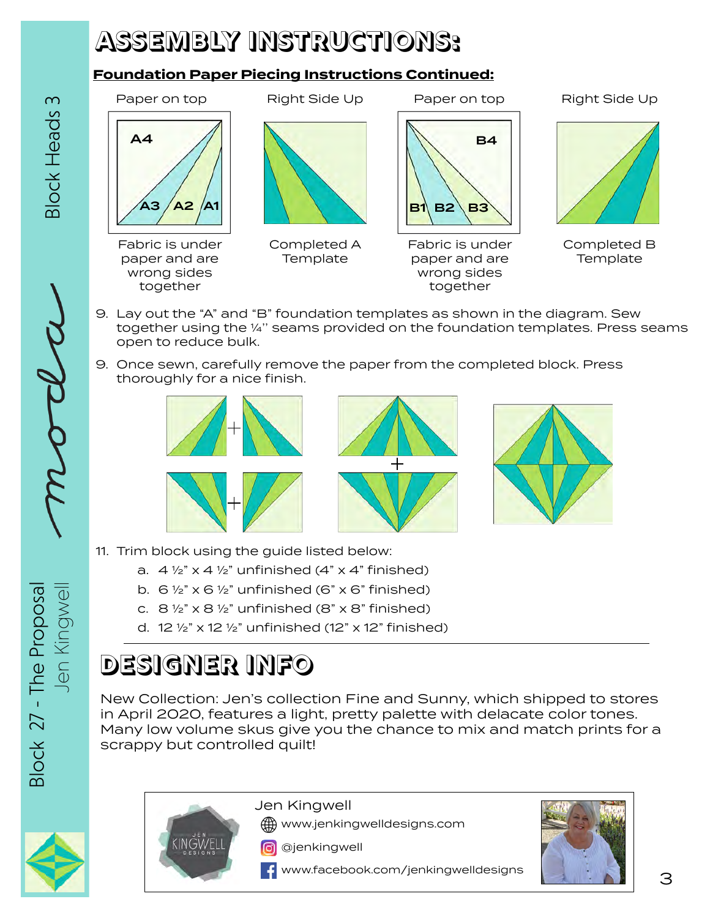# ASSEMBLY INSTRUCTIONS:

**Foundation Paper Piecing Instructions Continued:**

| Paper on top | Right Side Up | Paper on top | Right Side Up |
|---|---|---|---|
| A4, A3, A2, A1 | | B4, B1, B2, B3 | |
| Fabric is under paper and are wrong sides together | Completed A Template | Fabric is under paper and are wrong sides together | Completed B Template |

9. Lay out the “A” and “B” foundation templates as shown in the diagram. Sew together using the ¼” seams provided on the foundation templates. Press seams open to reduce bulk.

9. Once sewn, carefully remove the paper from the completed block. Press thoroughly for a nice finish.

11. Trim block using the guide listed below:
    a. 4 ½” x 4 ½” unfinished (4” x 4” finished)
    b. 6 ½” x 6 ½” unfinished (6” x 6” finished)
    c. 8 ½” x 8 ½” unfinished (8” x 8” finished)
    d. 12 ½” x 12 ½” unfinished (12” x 12” finished)

# DESIGNER INFO

New Collection: Jen’s collection Fine and Sunny, which shipped to stores in April 2020, features a light, pretty palette with delacate color tones. Many low volume skus give you the chance to mix and match prints for a scrappy but controlled quilt!

Jen Kingwell
www.jenkingwelldesigns.com
@jenkingwell
www.facebook.com/jenkingwelldesigns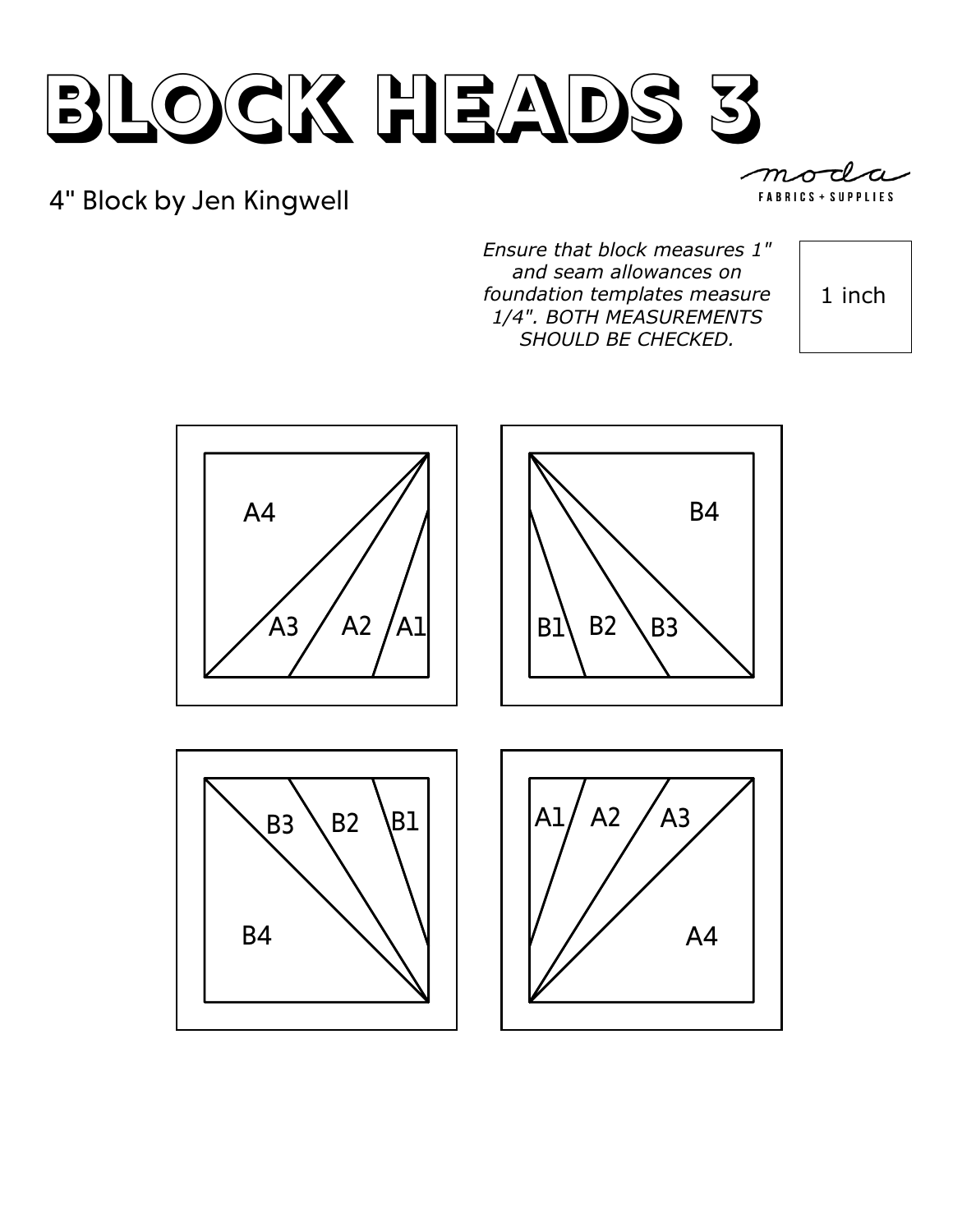# BLOCK HEADS 3

4" Block by Jen Kingwell

moda FABRICS + SUPPLIES

*Ensure that block measures 1" and seam allowances on foundation templates measure 1/4". BOTH MEASUREMENTS SHOULD BE CHECKED.*

1 inch

A4 A3 A2 A1

B4 B1 B2 B3

B3 B2 B1 B4

A1 A2 A3 A4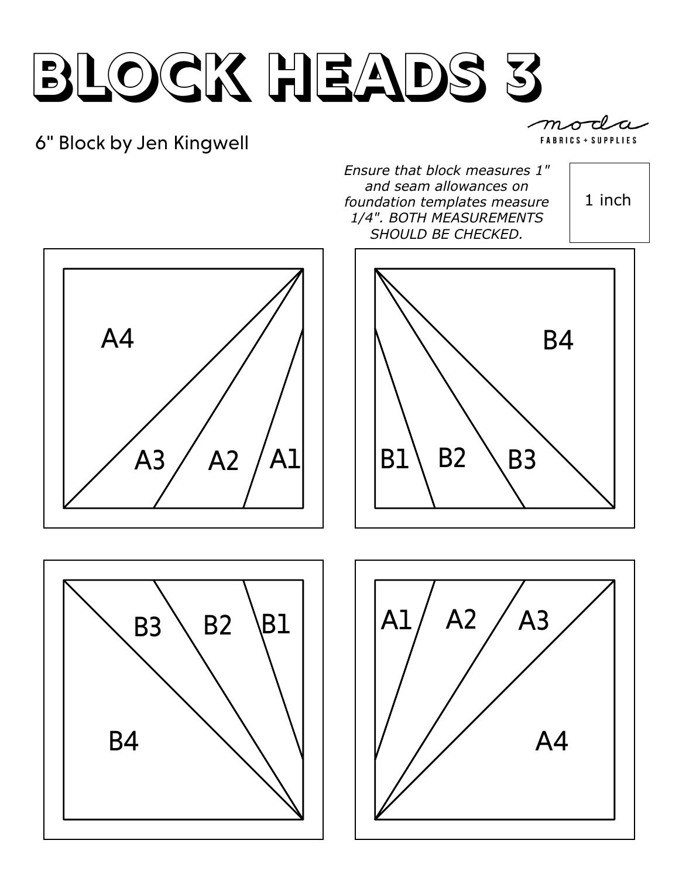# BLOCK HEADS 3

6" Block by Jen Kingwell

moda FABRICS + SUPPLIES

*Ensure that block measures 1" and seam allowances on foundation templates measure 1/4". BOTH MEASUREMENTS SHOULD BE CHECKED.*

1 inch

A4 A3 A2 A1

B4 B1 B2 B3

B3 B2 B1 B4

A1 A2 A3 A4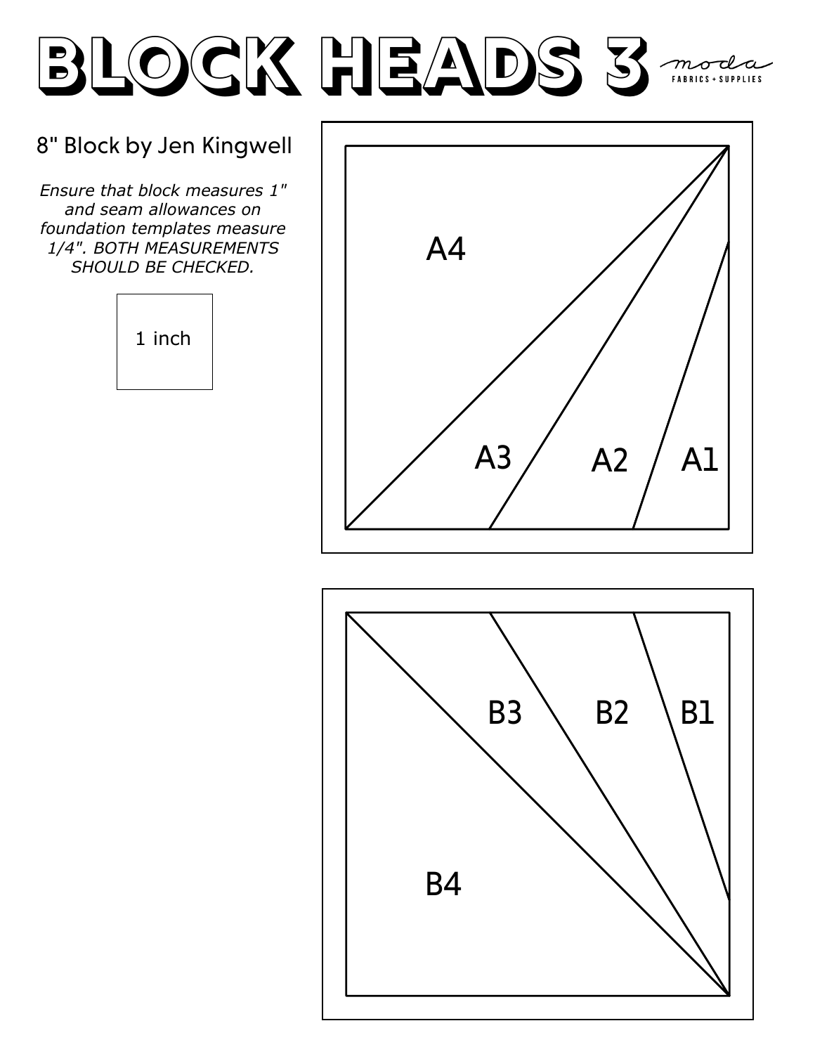# BLOCK HEADS 3

moda FABRICS + SUPPLIES

8" Block by Jen Kingwell

*Ensure that block measures 1" and seam allowances on foundation templates measure 1/4". BOTH MEASUREMENTS SHOULD BE CHECKED.*

1 inch

A4

A3

A2

A1

B3

B2

B1

B4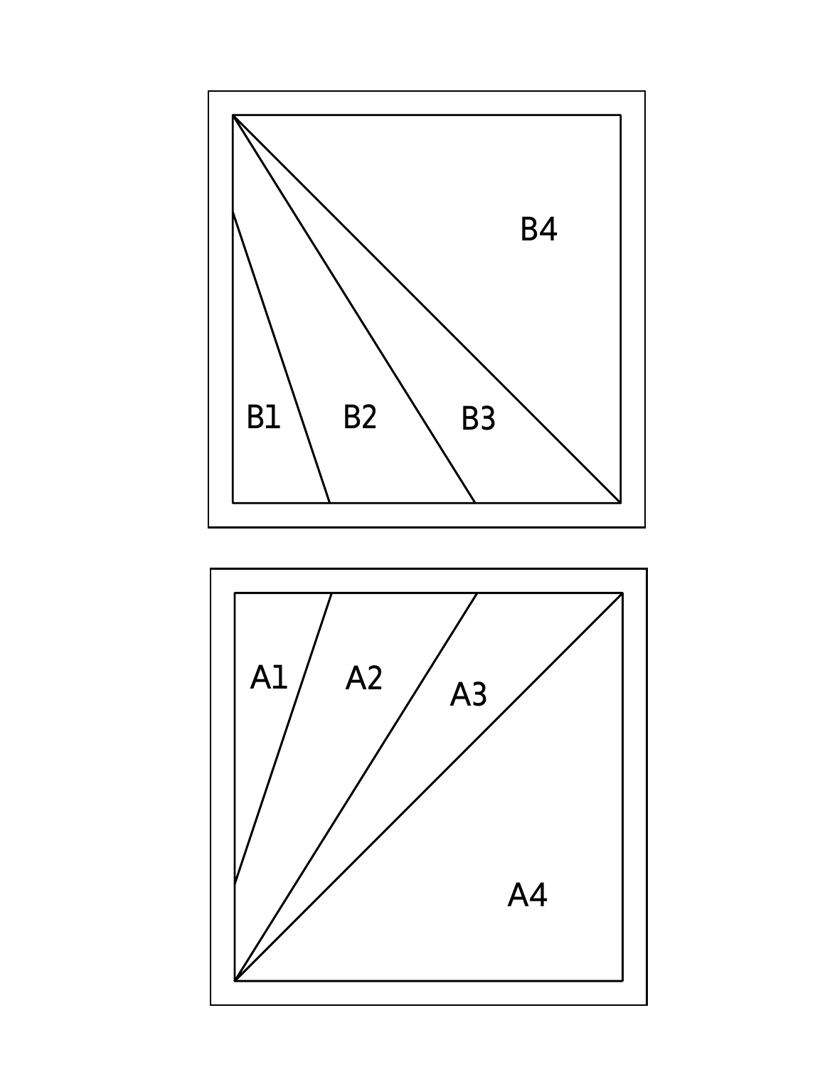B4

B1 B2 B3

A1 A2 A3

A4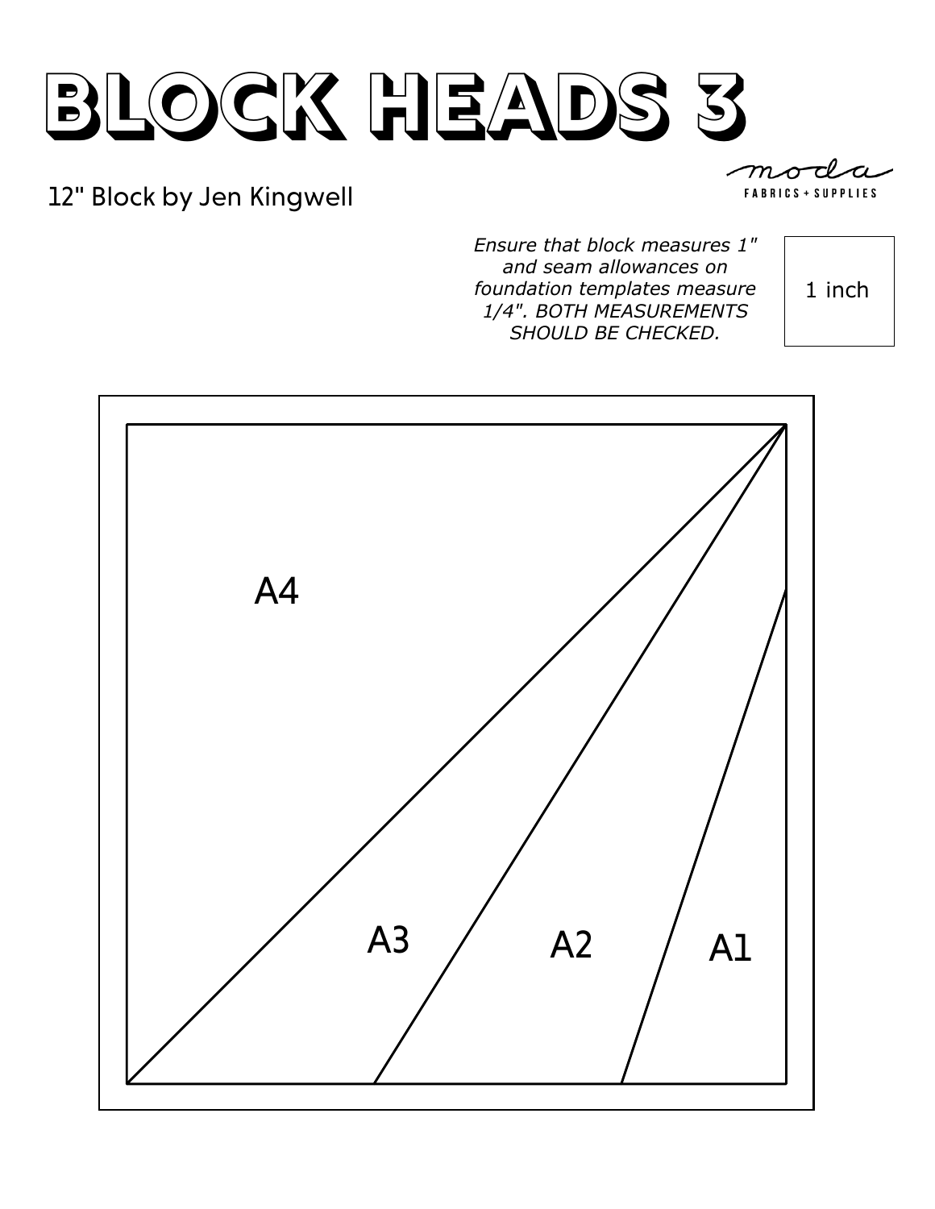# BLOCK HEADS 3

12" Block by Jen Kingwell

moda FABRICS + SUPPLIES

*Ensure that block measures 1" and seam allowances on foundation templates measure 1/4". BOTH MEASUREMENTS SHOULD BE CHECKED.*

1 inch

A4

A3

A2

A1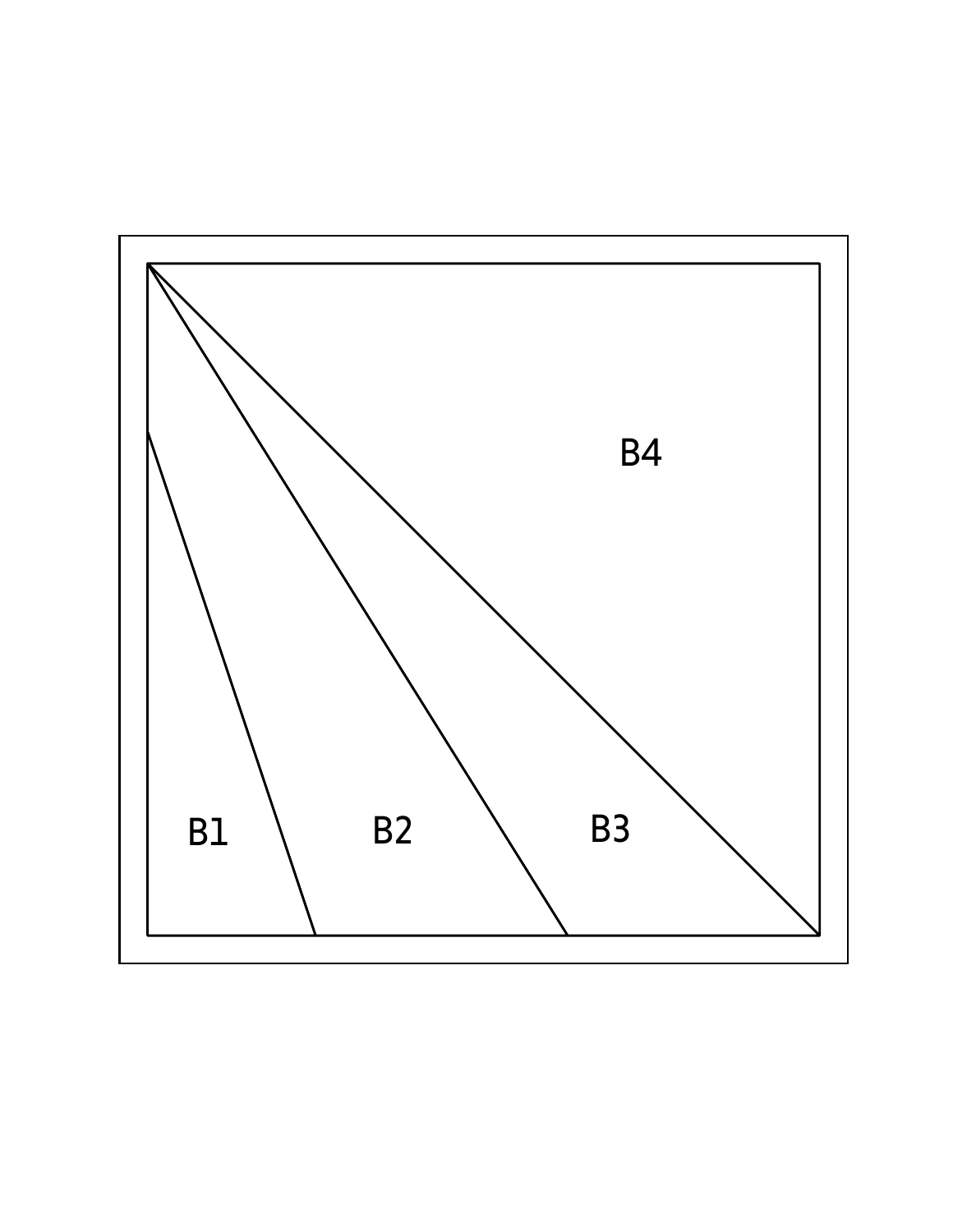B4

B1

B2

B3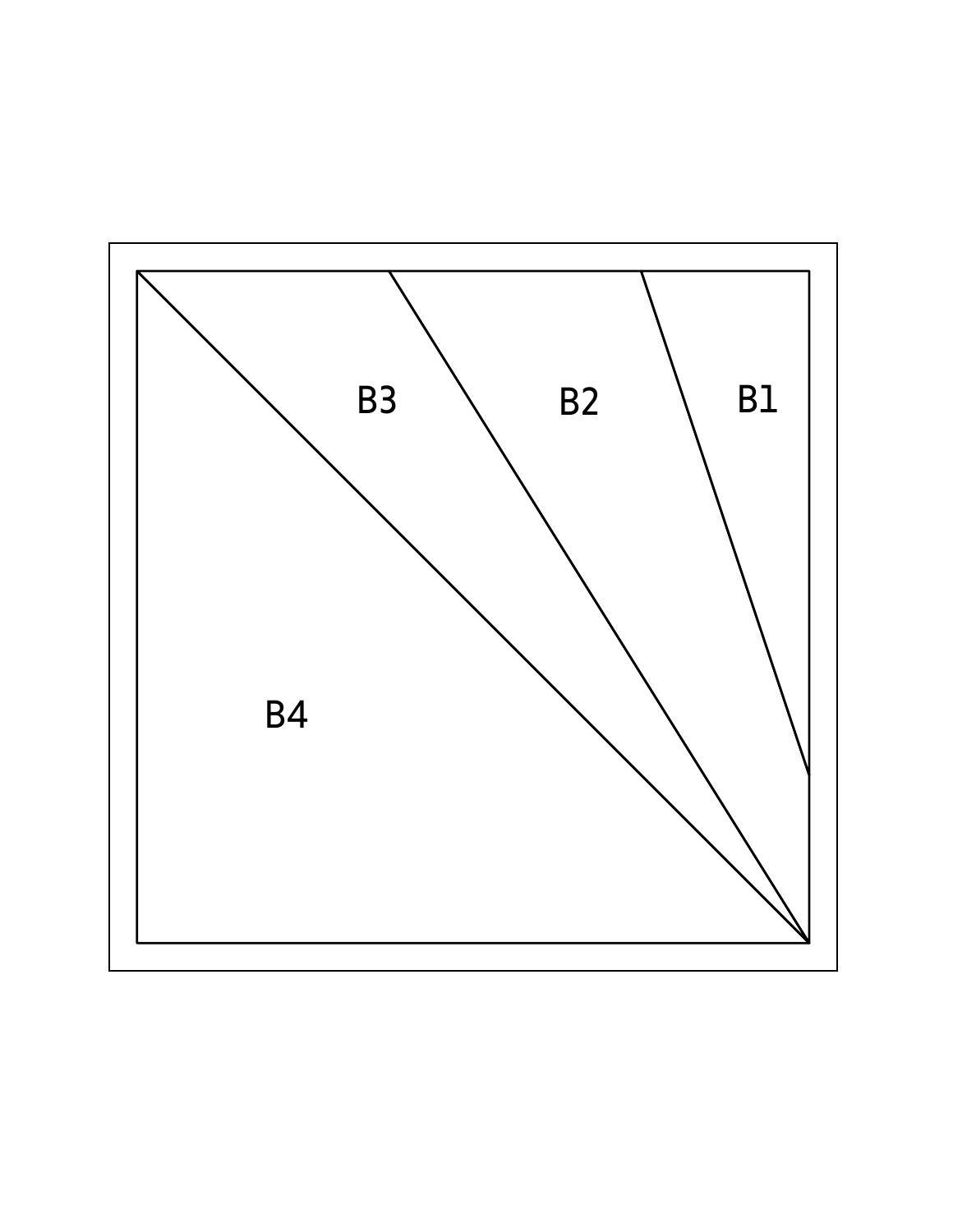B3

B2

B1

B4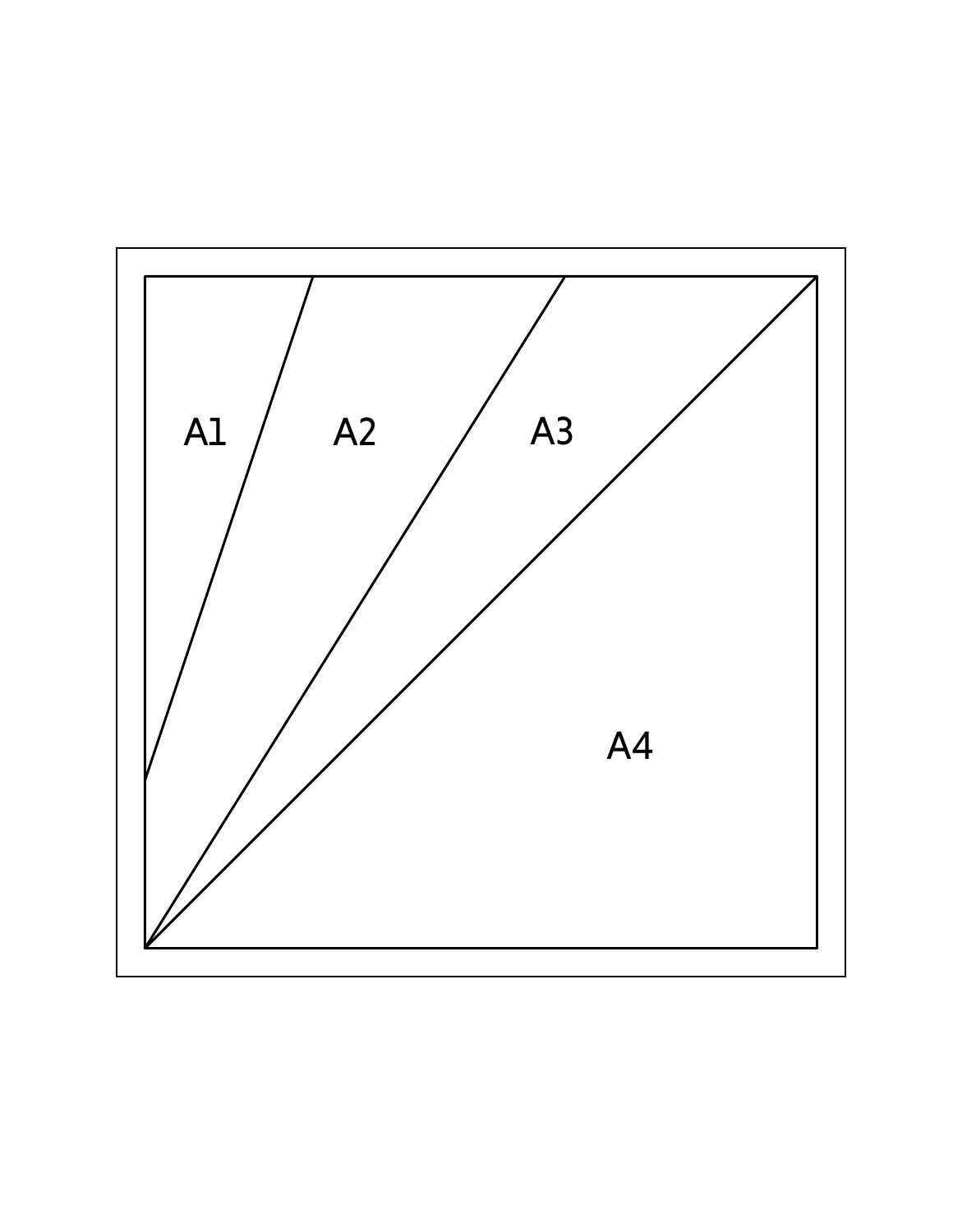A1

A2

A3

A4